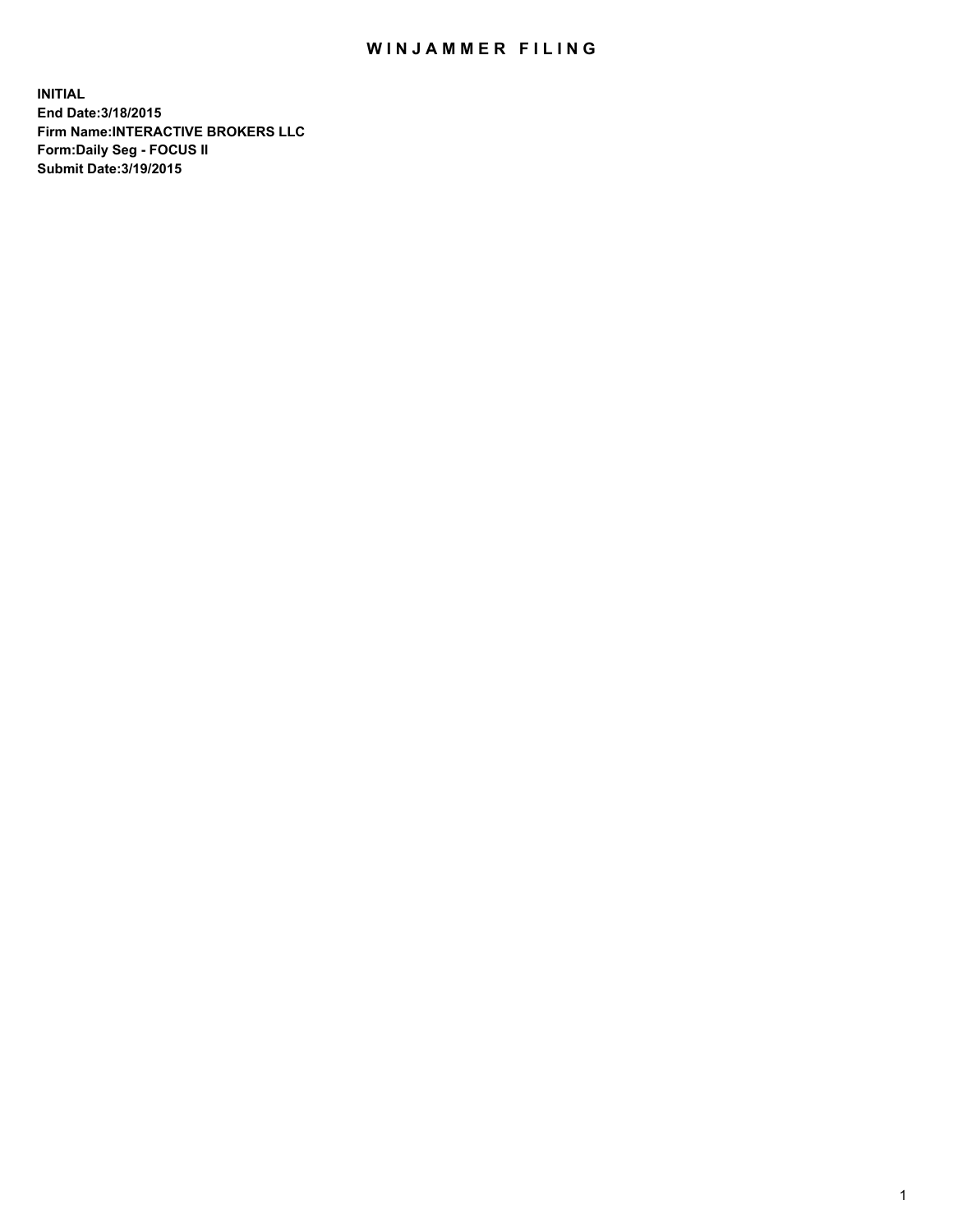# WINJAMMER FILING

**INITIAL**
**End Date:3/18/2015**
**Firm Name:INTERACTIVE BROKERS LLC**
**Form:Daily Seg - FOCUS II**
**Submit Date:3/19/2015**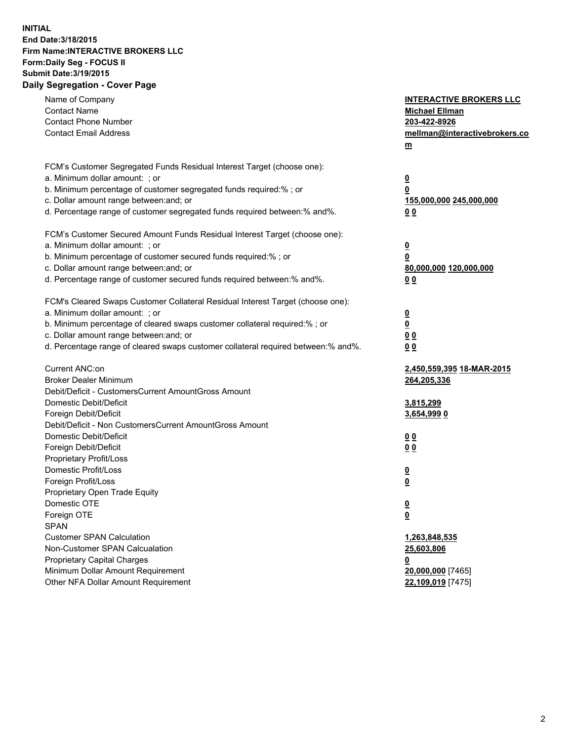**INITIAL**
**End Date:3/18/2015**
**Firm Name:INTERACTIVE BROKERS LLC**
**Form:Daily Seg - FOCUS II**
**Submit Date:3/19/2015**

## Daily Segregation - Cover Page

| | |
|---|---|
| Name of Company | **INTERACTIVE BROKERS LLC** |
| Contact Name | **Michael Ellman** |
| Contact Phone Number | **203-422-8926** |
| Contact Email Address | **mellman@interactivebrokers.com** |
| FCM's Customer Segregated Funds Residual Interest Target (choose one): | |
| a. Minimum dollar amount: ; or | **0** |
| b. Minimum percentage of customer segregated funds required:% ; or | **0** |
| c. Dollar amount range between:and; or | **155,000,000** **245,000,000** |
| d. Percentage range of customer segregated funds required between:% and%. | **0** **0** |
| FCM's Customer Secured Amount Funds Residual Interest Target (choose one): | |
| a. Minimum dollar amount: ; or | **0** |
| b. Minimum percentage of customer secured funds required:% ; or | **0** |
| c. Dollar amount range between:and; or | **80,000,000** **120,000,000** |
| d. Percentage range of customer secured funds required between:% and%. | **0** **0** |
| FCM's Cleared Swaps Customer Collateral Residual Interest Target (choose one): | |
| a. Minimum dollar amount: ; or | **0** |
| b. Minimum percentage of cleared swaps customer collateral required:% ; or | **0** |
| c. Dollar amount range between:and; or | **0** **0** |
| d. Percentage range of cleared swaps customer collateral required between:% and%. | **0** **0** |
| Current ANC:on | **2,450,559,395** **18-MAR-2015** |
| Broker Dealer Minimum | **264,205,336** |
| Debit/Deficit - CustomersCurrent AmountGross Amount | |
| Domestic Debit/Deficit | **3,815,299** |
| Foreign Debit/Deficit | **3,654,999** **0** |
| Debit/Deficit - Non CustomersCurrent AmountGross Amount | |
| Domestic Debit/Deficit | **0** **0** |
| Foreign Debit/Deficit | **0** **0** |
| Proprietary Profit/Loss | |
| Domestic Profit/Loss | **0** |
| Foreign Profit/Loss | **0** |
| Proprietary Open Trade Equity | |
| Domestic OTE | **0** |
| Foreign OTE | **0** |
| SPAN | |
| Customer SPAN Calculation | **1,263,848,535** |
| Non-Customer SPAN Calcualation | **25,603,806** |
| Proprietary Capital Charges | **0** |
| Minimum Dollar Amount Requirement | **20,000,000** [7465] |
| Other NFA Dollar Amount Requirement | **22,109,019** [7475] |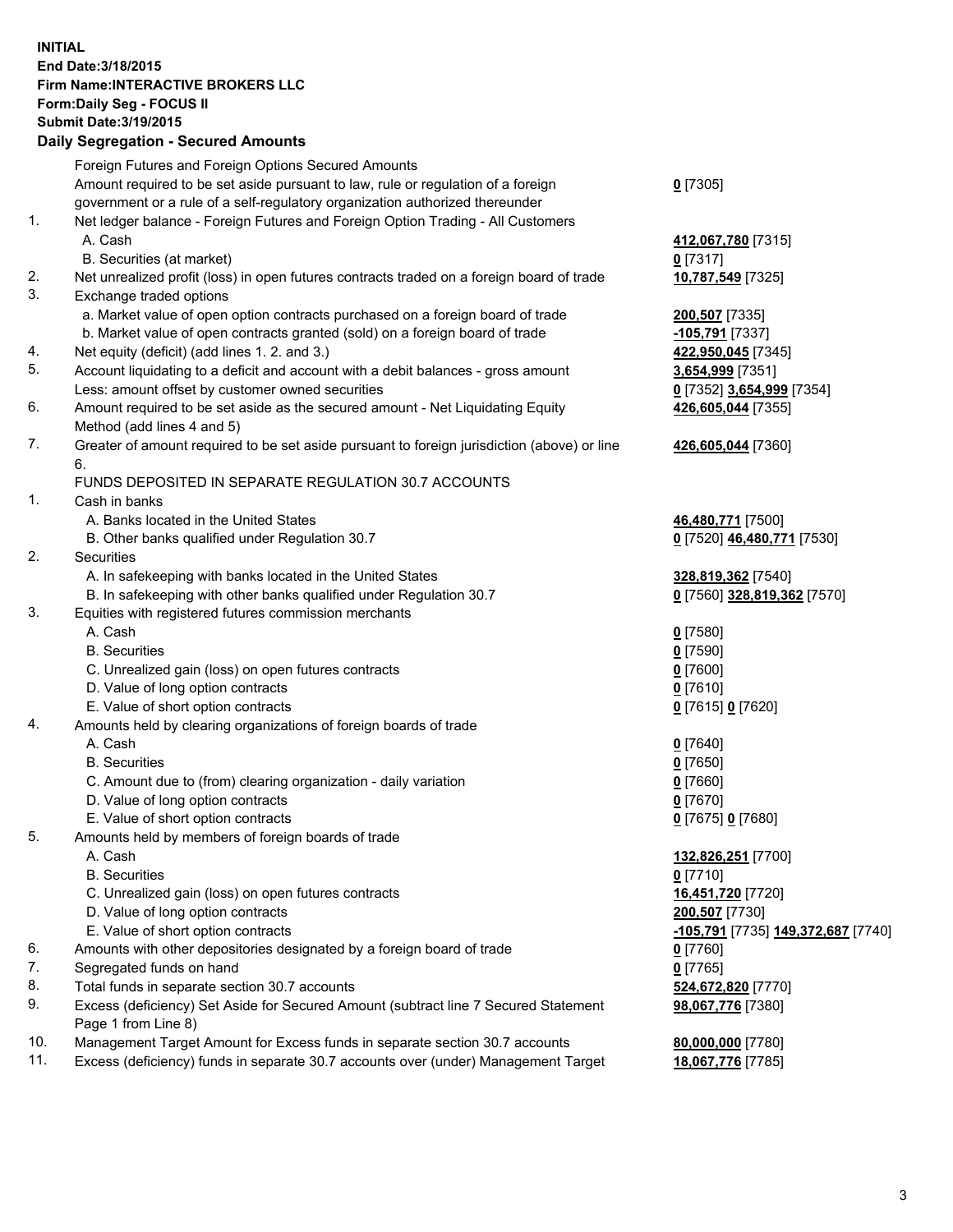**INITIAL**
**End Date:3/18/2015**
**Firm Name:INTERACTIVE BROKERS LLC**
**Form:Daily Seg - FOCUS II**
**Submit Date:3/19/2015**

## Daily Segregation - Secured Amounts

| | | |
|---|---|---|
| | Foreign Futures and Foreign Options Secured Amounts | |
| | Amount required to be set aside pursuant to law, rule or regulation of a foreign government or a rule of a self-regulatory organization authorized thereunder | **0** [7305] |
| 1. | Net ledger balance - Foreign Futures and Foreign Option Trading - All Customers | |
| | A. Cash | **412,067,780** [7315] |
| | B. Securities (at market) | **0** [7317] |
| 2. | Net unrealized profit (loss) in open futures contracts traded on a foreign board of trade | **10,787,549** [7325] |
| 3. | Exchange traded options | |
| | a. Market value of open option contracts purchased on a foreign board of trade | **200,507** [7335] |
| | b. Market value of open contracts granted (sold) on a foreign board of trade | **-105,791** [7337] |
| 4. | Net equity (deficit) (add lines 1. 2. and 3.) | **422,950,045** [7345] |
| 5. | Account liquidating to a deficit and account with a debit balances - gross amount | **3,654,999** [7351] |
| | Less: amount offset by customer owned securities | **0** [7352] **3,654,999** [7354] |
| 6. | Amount required to be set aside as the secured amount - Net Liquidating Equity Method (add lines 4 and 5) | **426,605,044** [7355] |
| 7. | Greater of amount required to be set aside pursuant to foreign jurisdiction (above) or line 6. | **426,605,044** [7360] |
| | FUNDS DEPOSITED IN SEPARATE REGULATION 30.7 ACCOUNTS | |
| 1. | Cash in banks | |
| | A. Banks located in the United States | **46,480,771** [7500] |
| | B. Other banks qualified under Regulation 30.7 | **0** [7520] **46,480,771** [7530] |
| 2. | Securities | |
| | A. In safekeeping with banks located in the United States | **328,819,362** [7540] |
| | B. In safekeeping with other banks qualified under Regulation 30.7 | **0** [7560] **328,819,362** [7570] |
| 3. | Equities with registered futures commission merchants | |
| | A. Cash | **0** [7580] |
| | B. Securities | **0** [7590] |
| | C. Unrealized gain (loss) on open futures contracts | **0** [7600] |
| | D. Value of long option contracts | **0** [7610] |
| | E. Value of short option contracts | **0** [7615] **0** [7620] |
| 4. | Amounts held by clearing organizations of foreign boards of trade | |
| | A. Cash | **0** [7640] |
| | B. Securities | **0** [7650] |
| | C. Amount due to (from) clearing organization - daily variation | **0** [7660] |
| | D. Value of long option contracts | **0** [7670] |
| | E. Value of short option contracts | **0** [7675] **0** [7680] |
| 5. | Amounts held by members of foreign boards of trade | |
| | A. Cash | **132,826,251** [7700] |
| | B. Securities | **0** [7710] |
| | C. Unrealized gain (loss) on open futures contracts | **16,451,720** [7720] |
| | D. Value of long option contracts | **200,507** [7730] |
| | E. Value of short option contracts | **-105,791** [7735] **149,372,687** [7740] |
| 6. | Amounts with other depositories designated by a foreign board of trade | **0** [7760] |
| 7. | Segregated funds on hand | **0** [7765] |
| 8. | Total funds in separate section 30.7 accounts | **524,672,820** [7770] |
| 9. | Excess (deficiency) Set Aside for Secured Amount (subtract line 7 Secured Statement Page 1 from Line 8) | **98,067,776** [7380] |
| 10. | Management Target Amount for Excess funds in separate section 30.7 accounts | **80,000,000** [7780] |
| 11. | Excess (deficiency) funds in separate 30.7 accounts over (under) Management Target | **18,067,776** [7785] |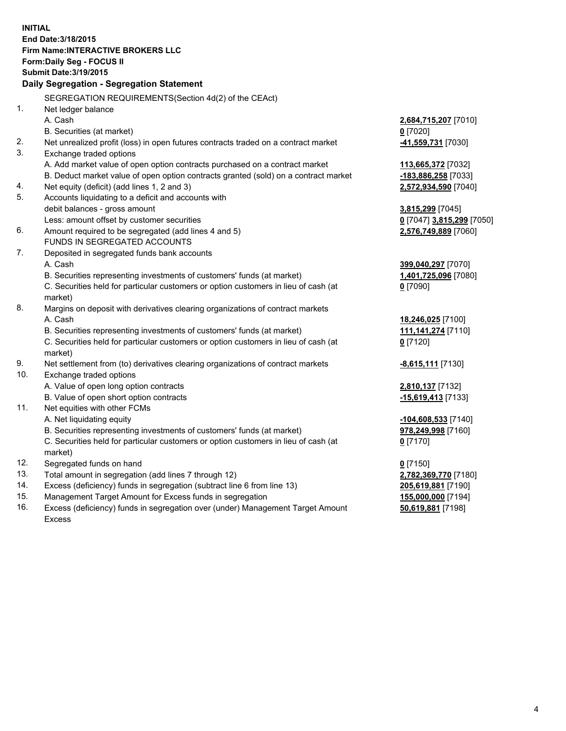**INITIAL**
**End Date:3/18/2015**
**Firm Name:INTERACTIVE BROKERS LLC**
**Form:Daily Seg - FOCUS II**
**Submit Date:3/19/2015**

## Daily Segregation - Segregation Statement

SEGREGATION REQUIREMENTS(Section 4d(2) of the CEAct)

| | | |
|---|---|---|
| 1. | Net ledger balance | |
| | A. Cash | **2,684,715,207** [7010] |
| | B. Securities (at market) | **0** [7020] |
| 2. | Net unrealized profit (loss) in open futures contracts traded on a contract market | **-41,559,731** [7030] |
| 3. | Exchange traded options | |
| | A. Add market value of open option contracts purchased on a contract market | **113,665,372** [7032] |
| | B. Deduct market value of open option contracts granted (sold) on a contract market | **-183,886,258** [7033] |
| 4. | Net equity (deficit) (add lines 1, 2 and 3) | **2,572,934,590** [7040] |
| 5. | Accounts liquidating to a deficit and accounts with | |
| | debit balances - gross amount | **3,815,299** [7045] |
| | Less: amount offset by customer securities | **0** [7047] **3,815,299** [7050] |
| 6. | Amount required to be segregated (add lines 4 and 5) | **2,576,749,889** [7060] |
| | FUNDS IN SEGREGATED ACCOUNTS | |
| 7. | Deposited in segregated funds bank accounts | |
| | A. Cash | **399,040,297** [7070] |
| | B. Securities representing investments of customers' funds (at market) | **1,401,725,096** [7080] |
| | C. Securities held for particular customers or option customers in lieu of cash (at market) | **0** [7090] |
| 8. | Margins on deposit with derivatives clearing organizations of contract markets | |
| | A. Cash | **18,246,025** [7100] |
| | B. Securities representing investments of customers' funds (at market) | **111,141,274** [7110] |
| | C. Securities held for particular customers or option customers in lieu of cash (at market) | **0** [7120] |
| 9. | Net settlement from (to) derivatives clearing organizations of contract markets | **-8,615,111** [7130] |
| 10. | Exchange traded options | |
| | A. Value of open long option contracts | **2,810,137** [7132] |
| | B. Value of open short option contracts | **-15,619,413** [7133] |
| 11. | Net equities with other FCMs | |
| | A. Net liquidating equity | **-104,608,533** [7140] |
| | B. Securities representing investments of customers' funds (at market) | **978,249,998** [7160] |
| | C. Securities held for particular customers or option customers in lieu of cash (at market) | **0** [7170] |
| 12. | Segregated funds on hand | **0** [7150] |
| 13. | Total amount in segregation (add lines 7 through 12) | **2,782,369,770** [7180] |
| 14. | Excess (deficiency) funds in segregation (subtract line 6 from line 13) | **205,619,881** [7190] |
| 15. | Management Target Amount for Excess funds in segregation | **155,000,000** [7194] |
| 16. | Excess (deficiency) funds in segregation over (under) Management Target Amount Excess | **50,619,881** [7198] |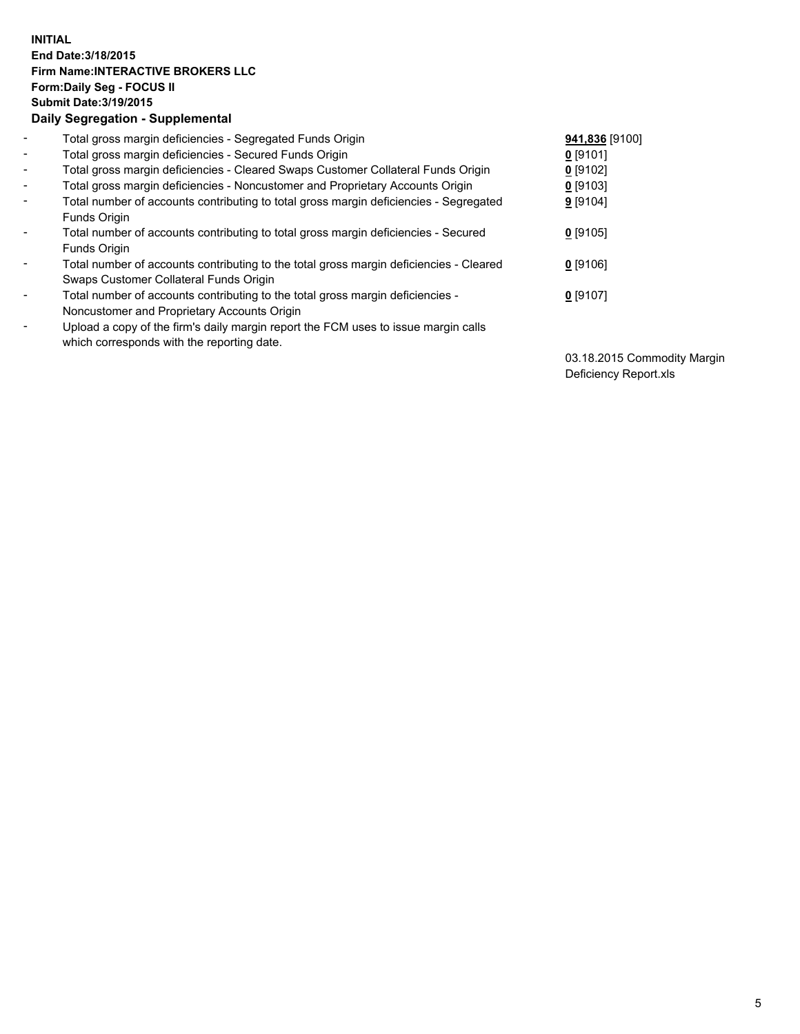**INITIAL**
**End Date:3/18/2015**
**Firm Name:INTERACTIVE BROKERS LLC**
**Form:Daily Seg - FOCUS II**
**Submit Date:3/19/2015**

**Daily Segregation - Supplemental**

| | | |
|---|---|---|
| - | Total gross margin deficiencies - Segregated Funds Origin | **941,836** [9100] |
| - | Total gross margin deficiencies - Secured Funds Origin | **0** [9101] |
| - | Total gross margin deficiencies - Cleared Swaps Customer Collateral Funds Origin | **0** [9102] |
| - | Total gross margin deficiencies - Noncustomer and Proprietary Accounts Origin | **0** [9103] |
| - | Total number of accounts contributing to total gross margin deficiencies - Segregated Funds Origin | **9** [9104] |
| - | Total number of accounts contributing to total gross margin deficiencies - Secured Funds Origin | **0** [9105] |
| - | Total number of accounts contributing to the total gross margin deficiencies - Cleared Swaps Customer Collateral Funds Origin | **0** [9106] |
| - | Total number of accounts contributing to the total gross margin deficiencies - Noncustomer and Proprietary Accounts Origin | **0** [9107] |
| - | Upload a copy of the firm's daily margin report the FCM uses to issue margin calls which corresponds with the reporting date. | 03.18.2015 Commodity Margin Deficiency Report.xls |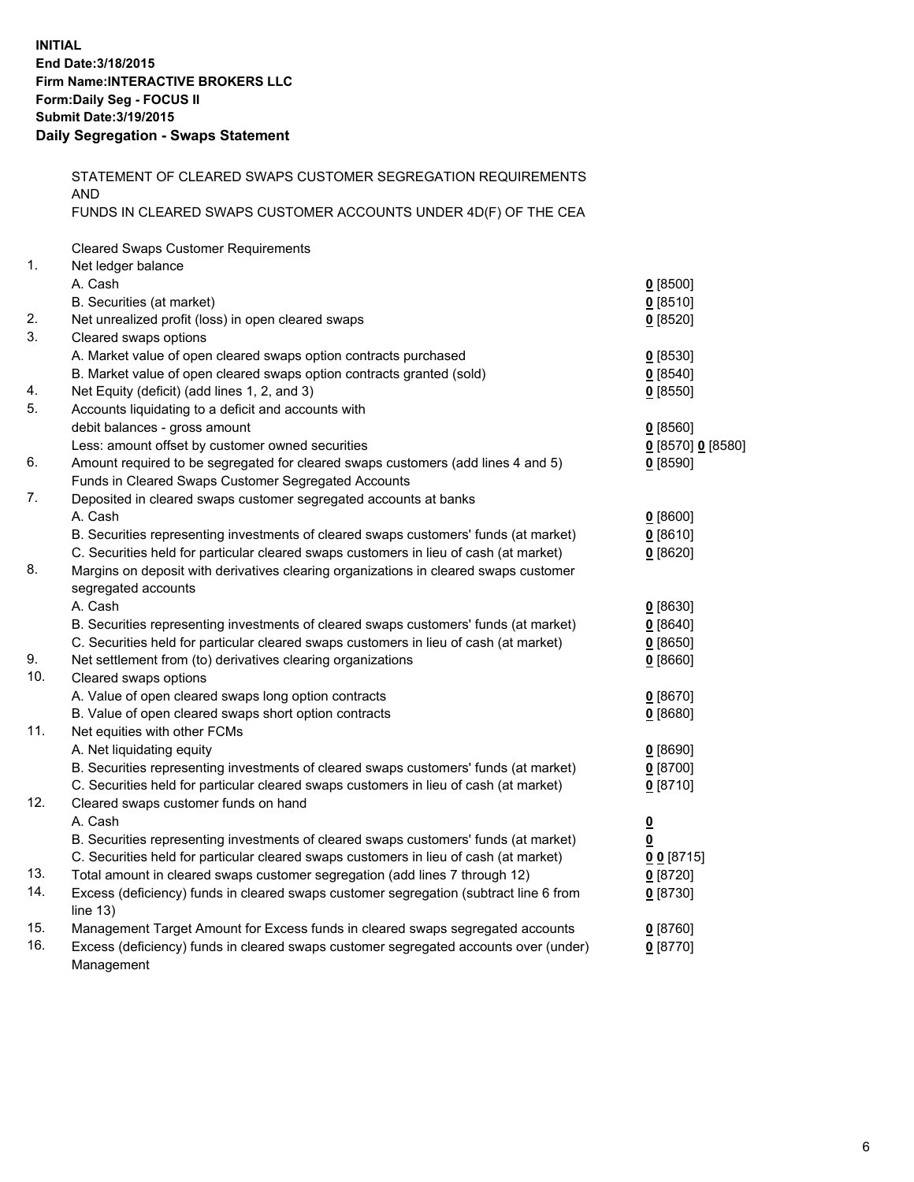**INITIAL**
**End Date:3/18/2015**
**Firm Name:INTERACTIVE BROKERS LLC**
**Form:Daily Seg - FOCUS II**
**Submit Date:3/19/2015**
**Daily Segregation - Swaps Statement**

STATEMENT OF CLEARED SWAPS CUSTOMER SEGREGATION REQUIREMENTS AND FUNDS IN CLEARED SWAPS CUSTOMER ACCOUNTS UNDER 4D(F) OF THE CEA

| | | |
|---|---|---|
| | Cleared Swaps Customer Requirements | |
| 1. | Net ledger balance | |
| | A. Cash | 0 [8500] |
| | B. Securities (at market) | 0 [8510] |
| 2. | Net unrealized profit (loss) in open cleared swaps | 0 [8520] |
| 3. | Cleared swaps options | |
| | A. Market value of open cleared swaps option contracts purchased | 0 [8530] |
| | B. Market value of open cleared swaps option contracts granted (sold) | 0 [8540] |
| 4. | Net Equity (deficit) (add lines 1, 2, and 3) | 0 [8550] |
| 5. | Accounts liquidating to a deficit and accounts with debit balances - gross amount | 0 [8560] |
| | Less: amount offset by customer owned securities | 0 [8570] 0 [8580] |
| 6. | Amount required to be segregated for cleared swaps customers (add lines 4 and 5) | 0 [8590] |
| | Funds in Cleared Swaps Customer Segregated Accounts | |
| 7. | Deposited in cleared swaps customer segregated accounts at banks | |
| | A. Cash | 0 [8600] |
| | B. Securities representing investments of cleared swaps customers' funds (at market) | 0 [8610] |
| | C. Securities held for particular cleared swaps customers in lieu of cash (at market) | 0 [8620] |
| 8. | Margins on deposit with derivatives clearing organizations in cleared swaps customer segregated accounts | |
| | A. Cash | 0 [8630] |
| | B. Securities representing investments of cleared swaps customers' funds (at market) | 0 [8640] |
| | C. Securities held for particular cleared swaps customers in lieu of cash (at market) | 0 [8650] |
| 9. | Net settlement from (to) derivatives clearing organizations | 0 [8660] |
| 10. | Cleared swaps options | |
| | A. Value of open cleared swaps long option contracts | 0 [8670] |
| | B. Value of open cleared swaps short option contracts | 0 [8680] |
| 11. | Net equities with other FCMs | |
| | A. Net liquidating equity | 0 [8690] |
| | B. Securities representing investments of cleared swaps customers' funds (at market) | 0 [8700] |
| | C. Securities held for particular cleared swaps customers in lieu of cash (at market) | 0 [8710] |
| 12. | Cleared swaps customer funds on hand | |
| | A. Cash | 0 |
| | B. Securities representing investments of cleared swaps customers' funds (at market) | 0 |
| | C. Securities held for particular cleared swaps customers in lieu of cash (at market) | 0 0 [8715] |
| 13. | Total amount in cleared swaps customer segregation (add lines 7 through 12) | 0 [8720] |
| 14. | Excess (deficiency) funds in cleared swaps customer segregation (subtract line 6 from line 13) | 0 [8730] |
| 15. | Management Target Amount for Excess funds in cleared swaps segregated accounts | 0 [8760] |
| 16. | Excess (deficiency) funds in cleared swaps customer segregated accounts over (under) Management | 0 [8770] |